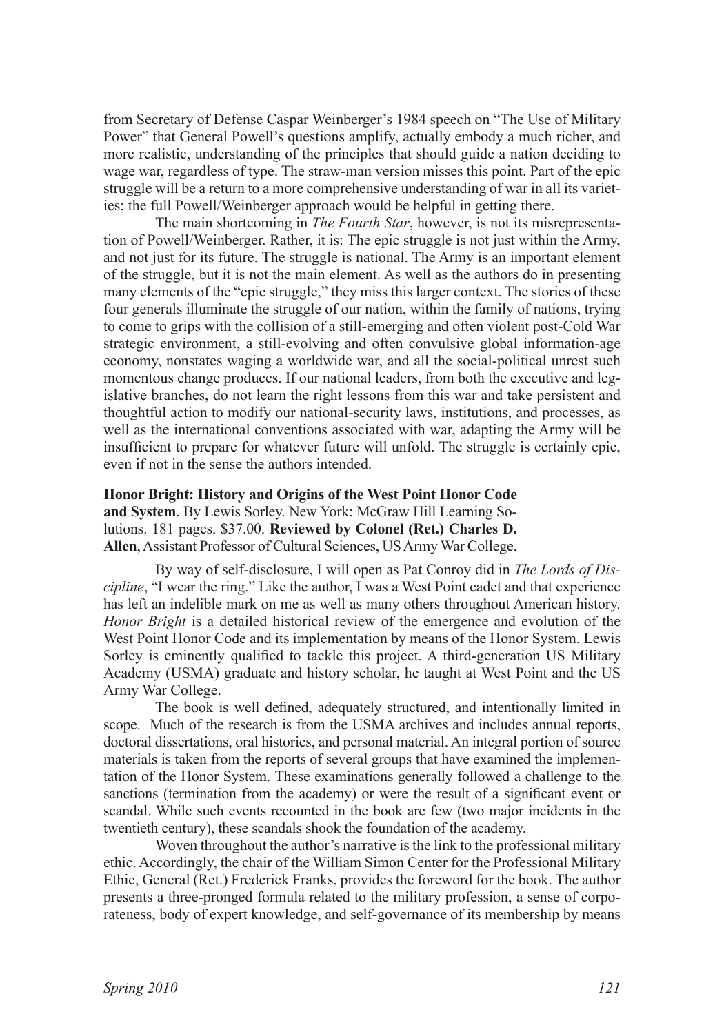from Secretary of Defense Caspar Weinberger's 1984 speech on "The Use of Military Power" that General Powell's questions amplify, actually embody a much richer, and more realistic, understanding of the principles that should guide a nation deciding to wage war, regardless of type. The straw-man version misses this point. Part of the epic struggle will be a return to a more comprehensive understanding of war in all its varieties; the full Powell/Weinberger approach would be helpful in getting there.

The main shortcoming in *The Fourth Star*, however, is not its misrepresentation of Powell/Weinberger. Rather, it is: The epic struggle is not just within the Army, and not just for its future. The struggle is national. The Army is an important element of the struggle, but it is not the main element. As well as the authors do in presenting many elements of the "epic struggle," they miss this larger context. The stories of these four generals illuminate the struggle of our nation, within the family of nations, trying to come to grips with the collision of a still-emerging and often violent post-Cold War strategic environment, a still-evolving and often convulsive global information-age economy, nonstates waging a worldwide war, and all the social-political unrest such momentous change produces. If our national leaders, from both the executive and legislative branches, do not learn the right lessons from this war and take persistent and thoughtful action to modify our national-security laws, institutions, and processes, as well as the international conventions associated with war, adapting the Army will be insufficient to prepare for whatever future will unfold. The struggle is certainly epic, even if not in the sense the authors intended.

**Honor Bright: History and Origins of the West Point Honor Code and System**. By Lewis Sorley. New York: McGraw Hill Learning Solutions. 181 pages. $37.00. **Reviewed by Colonel (Ret.) Charles D. Allen**, Assistant Professor of Cultural Sciences, US Army War College.

By way of self-disclosure, I will open as Pat Conroy did in *The Lords of Discipline*, "I wear the ring." Like the author, I was a West Point cadet and that experience has left an indelible mark on me as well as many others throughout American history. *Honor Bright* is a detailed historical review of the emergence and evolution of the West Point Honor Code and its implementation by means of the Honor System. Lewis Sorley is eminently qualified to tackle this project. A third-generation US Military Academy (USMA) graduate and history scholar, he taught at West Point and the US Army War College.

The book is well defined, adequately structured, and intentionally limited in scope. Much of the research is from the USMA archives and includes annual reports, doctoral dissertations, oral histories, and personal material. An integral portion of source materials is taken from the reports of several groups that have examined the implementation of the Honor System. These examinations generally followed a challenge to the sanctions (termination from the academy) or were the result of a significant event or scandal. While such events recounted in the book are few (two major incidents in the twentieth century), these scandals shook the foundation of the academy.

Woven throughout the author's narrative is the link to the professional military ethic. Accordingly, the chair of the William Simon Center for the Professional Military Ethic, General (Ret.) Frederick Franks, provides the foreword for the book. The author presents a three-pronged formula related to the military profession, a sense of corporateness, body of expert knowledge, and self-governance of its membership by means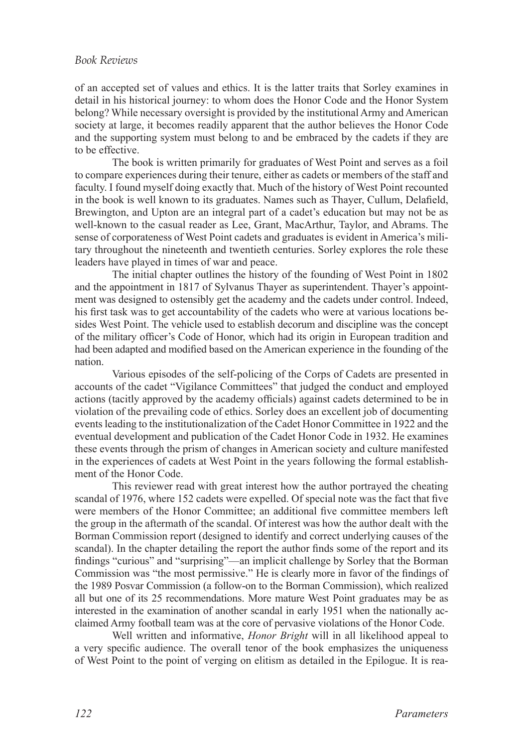of an accepted set of values and ethics. It is the latter traits that Sorley examines in detail in his historical journey: to whom does the Honor Code and the Honor System belong? While necessary oversight is provided by the institutional Army and American society at large, it becomes readily apparent that the author believes the Honor Code and the supporting system must belong to and be embraced by the cadets if they are to be effective.

The book is written primarily for graduates of West Point and serves as a foil to compare experiences during their tenure, either as cadets or members of the staff and faculty. I found myself doing exactly that. Much of the history of West Point recounted in the book is well known to its graduates. Names such as Thayer, Cullum, Delafield, Brewington, and Upton are an integral part of a cadet's education but may not be as well-known to the casual reader as Lee, Grant, MacArthur, Taylor, and Abrams. The sense of corporateness of West Point cadets and graduates is evident in America's military throughout the nineteenth and twentieth centuries. Sorley explores the role these leaders have played in times of war and peace.

The initial chapter outlines the history of the founding of West Point in 1802 and the appointment in 1817 of Sylvanus Thayer as superintendent. Thayer's appointment was designed to ostensibly get the academy and the cadets under control. Indeed, his first task was to get accountability of the cadets who were at various locations besides West Point. The vehicle used to establish decorum and discipline was the concept of the military officer's Code of Honor, which had its origin in European tradition and had been adapted and modified based on the American experience in the founding of the nation.

Various episodes of the self-policing of the Corps of Cadets are presented in accounts of the cadet "Vigilance Committees" that judged the conduct and employed actions (tacitly approved by the academy officials) against cadets determined to be in violation of the prevailing code of ethics. Sorley does an excellent job of documenting events leading to the institutionalization of the Cadet Honor Committee in 1922 and the eventual development and publication of the Cadet Honor Code in 1932. He examines these events through the prism of changes in American society and culture manifested in the experiences of cadets at West Point in the years following the formal establishment of the Honor Code.

This reviewer read with great interest how the author portrayed the cheating scandal of 1976, where 152 cadets were expelled. Of special note was the fact that five were members of the Honor Committee; an additional five committee members left the group in the aftermath of the scandal. Of interest was how the author dealt with the Borman Commission report (designed to identify and correct underlying causes of the scandal). In the chapter detailing the report the author finds some of the report and its findings "curious" and "surprising"—an implicit challenge by Sorley that the Borman Commission was "the most permissive." He is clearly more in favor of the findings of the 1989 Posvar Commission (a follow-on to the Borman Commission), which realized all but one of its 25 recommendations. More mature West Point graduates may be as interested in the examination of another scandal in early 1951 when the nationally acclaimed Army football team was at the core of pervasive violations of the Honor Code.

Well written and informative, *Honor Bright* will in all likelihood appeal to a very specific audience. The overall tenor of the book emphasizes the uniqueness of West Point to the point of verging on elitism as detailed in the Epilogue. It is rea-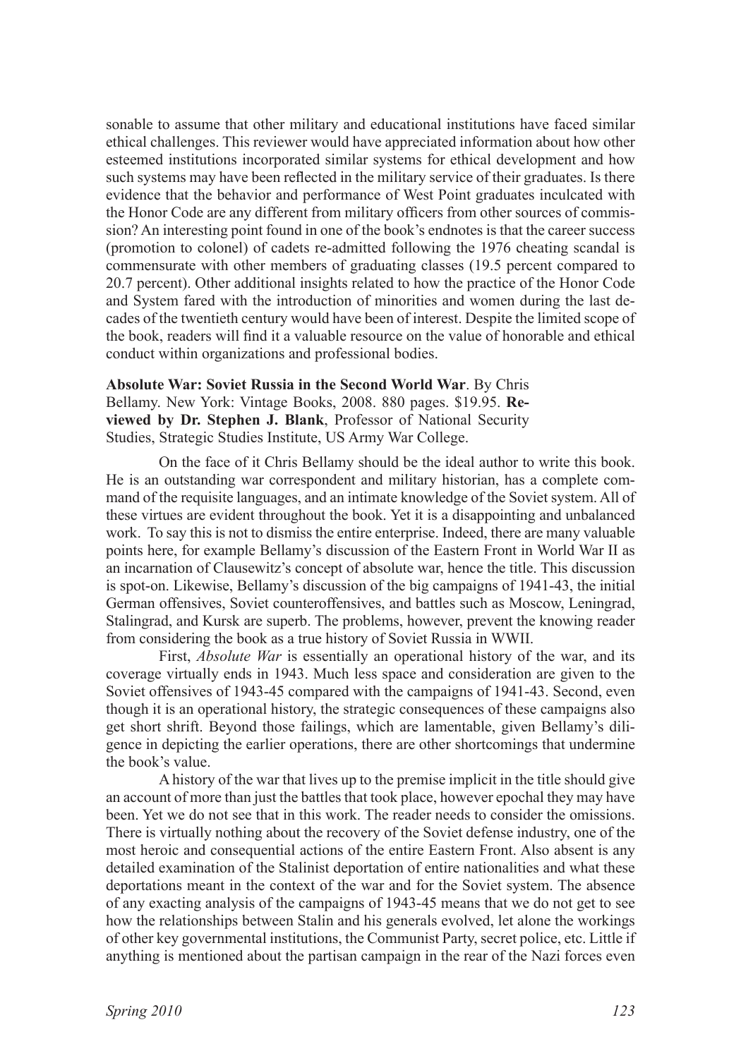sonable to assume that other military and educational institutions have faced similar ethical challenges. This reviewer would have appreciated information about how other esteemed institutions incorporated similar systems for ethical development and how such systems may have been reflected in the military service of their graduates. Is there evidence that the behavior and performance of West Point graduates inculcated with the Honor Code are any different from military officers from other sources of commission? An interesting point found in one of the book's endnotes is that the career success (promotion to colonel) of cadets re-admitted following the 1976 cheating scandal is commensurate with other members of graduating classes (19.5 percent compared to 20.7 percent). Other additional insights related to how the practice of the Honor Code and System fared with the introduction of minorities and women during the last decades of the twentieth century would have been of interest. Despite the limited scope of the book, readers will find it a valuable resource on the value of honorable and ethical conduct within organizations and professional bodies.

**Absolute War: Soviet Russia in the Second World War**. By Chris Bellamy. New York: Vintage Books, 2008. 880 pages. $19.95. **Reviewed by Dr. Stephen J. Blank**, Professor of National Security Studies, Strategic Studies Institute, US Army War College.

On the face of it Chris Bellamy should be the ideal author to write this book. He is an outstanding war correspondent and military historian, has a complete command of the requisite languages, and an intimate knowledge of the Soviet system. All of these virtues are evident throughout the book. Yet it is a disappointing and unbalanced work. To say this is not to dismiss the entire enterprise. Indeed, there are many valuable points here, for example Bellamy's discussion of the Eastern Front in World War II as an incarnation of Clausewitz's concept of absolute war, hence the title. This discussion is spot-on. Likewise, Bellamy's discussion of the big campaigns of 1941-43, the initial German offensives, Soviet counteroffensives, and battles such as Moscow, Leningrad, Stalingrad, and Kursk are superb. The problems, however, prevent the knowing reader from considering the book as a true history of Soviet Russia in WWII.

First, *Absolute War* is essentially an operational history of the war, and its coverage virtually ends in 1943. Much less space and consideration are given to the Soviet offensives of 1943-45 compared with the campaigns of 1941-43. Second, even though it is an operational history, the strategic consequences of these campaigns also get short shrift. Beyond those failings, which are lamentable, given Bellamy's diligence in depicting the earlier operations, there are other shortcomings that undermine the book's value.

A history of the war that lives up to the premise implicit in the title should give an account of more than just the battles that took place, however epochal they may have been. Yet we do not see that in this work. The reader needs to consider the omissions. There is virtually nothing about the recovery of the Soviet defense industry, one of the most heroic and consequential actions of the entire Eastern Front. Also absent is any detailed examination of the Stalinist deportation of entire nationalities and what these deportations meant in the context of the war and for the Soviet system. The absence of any exacting analysis of the campaigns of 1943-45 means that we do not get to see how the relationships between Stalin and his generals evolved, let alone the workings of other key governmental institutions, the Communist Party, secret police, etc. Little if anything is mentioned about the partisan campaign in the rear of the Nazi forces even